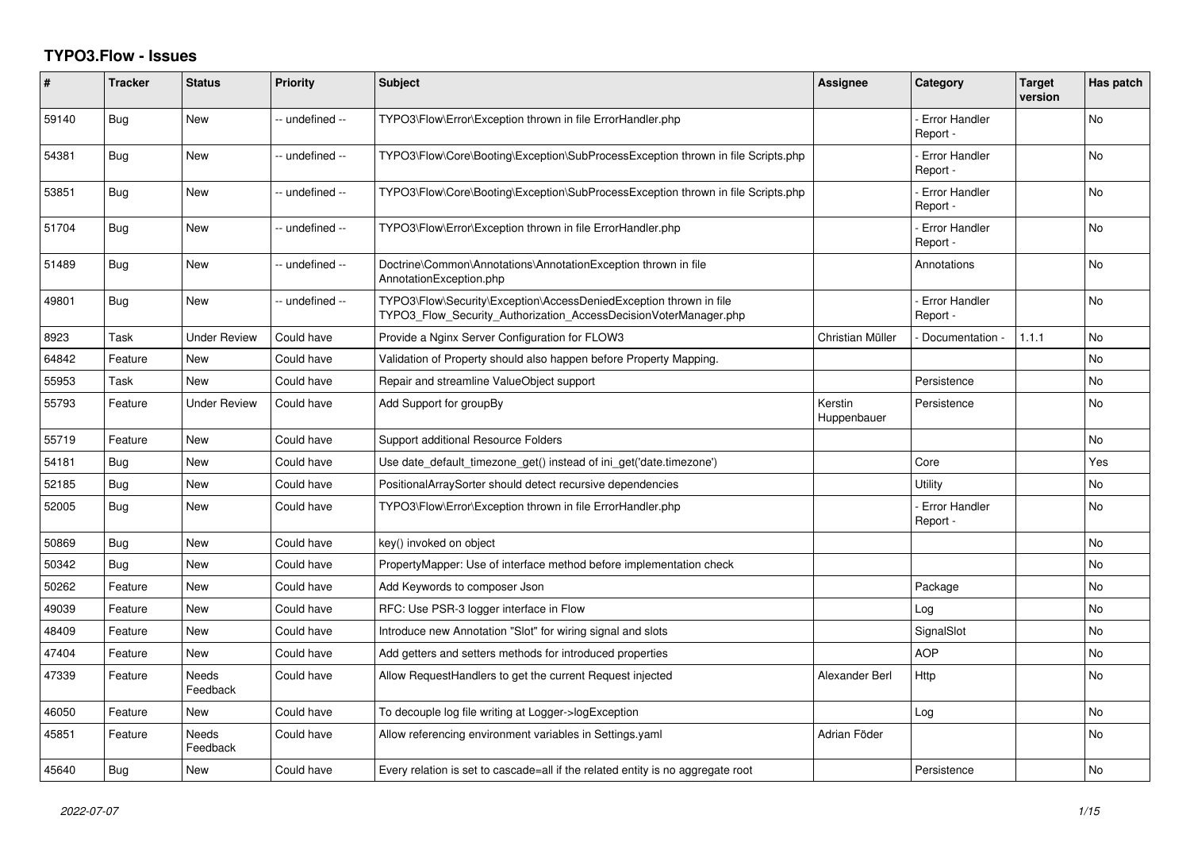# TYPO3.Flow - Issues

| # | Tracker | Status | Priority | Subject | Assignee | Category | Target version | Has patch |
|---|---|---|---|---|---|---|---|---|
| 59140 | Bug | New | -- undefined -- | TYPO3\Flow\Error\Exception thrown in file ErrorHandler.php | | - Error Handler Report - | | No |
| 54381 | Bug | New | -- undefined -- | TYPO3\Flow\Core\Booting\Exception\SubProcessException thrown in file Scripts.php | | - Error Handler Report - | | No |
| 53851 | Bug | New | -- undefined -- | TYPO3\Flow\Core\Booting\Exception\SubProcessException thrown in file Scripts.php | | - Error Handler Report - | | No |
| 51704 | Bug | New | -- undefined -- | TYPO3\Flow\Error\Exception thrown in file ErrorHandler.php | | - Error Handler Report - | | No |
| 51489 | Bug | New | -- undefined -- | Doctrine\Common\Annotations\AnnotationException thrown in file AnnotationException.php | | Annotations | | No |
| 49801 | Bug | New | -- undefined -- | TYPO3\Flow\Security\Exception\AccessDeniedException thrown in file TYPO3_Flow_Security_Authorization_AccessDecisionVoterManager.php | | - Error Handler Report - | | No |
| 8923 | Task | Under Review | Could have | Provide a Nginx Server Configuration for FLOW3 | Christian Müller | - Documentation - | 1.1.1 | No |
| 64842 | Feature | New | Could have | Validation of Property should also happen before Property Mapping. | | | | No |
| 55953 | Task | New | Could have | Repair and streamline ValueObject support | | Persistence | | No |
| 55793 | Feature | Under Review | Could have | Add Support for groupBy | Kerstin Huppenbauer | Persistence | | No |
| 55719 | Feature | New | Could have | Support additional Resource Folders | | | | No |
| 54181 | Bug | New | Could have | Use date_default_timezone_get() instead of ini_get('date.timezone') | | Core | | Yes |
| 52185 | Bug | New | Could have | PositionalArraySorter should detect recursive dependencies | | Utility | | No |
| 52005 | Bug | New | Could have | TYPO3\Flow\Error\Exception thrown in file ErrorHandler.php | | - Error Handler Report - | | No |
| 50869 | Bug | New | Could have | key() invoked on object | | | | No |
| 50342 | Bug | New | Could have | PropertyMapper: Use of interface method before implementation check | | | | No |
| 50262 | Feature | New | Could have | Add Keywords to composer Json | | Package | | No |
| 49039 | Feature | New | Could have | RFC: Use PSR-3 logger interface in Flow | | Log | | No |
| 48409 | Feature | New | Could have | Introduce new Annotation "Slot" for wiring signal and slots | | SignalSlot | | No |
| 47404 | Feature | New | Could have | Add getters and setters methods for introduced properties | | AOP | | No |
| 47339 | Feature | Needs Feedback | Could have | Allow RequestHandlers to get the current Request injected | Alexander Berl | Http | | No |
| 46050 | Feature | New | Could have | To decouple log file writing at Logger->logException | | Log | | No |
| 45851 | Feature | Needs Feedback | Could have | Allow referencing environment variables in Settings.yaml | Adrian Föder | | | No |
| 45640 | Bug | New | Could have | Every relation is set to cascade=all if the related entity is no aggregate root | | Persistence | | No |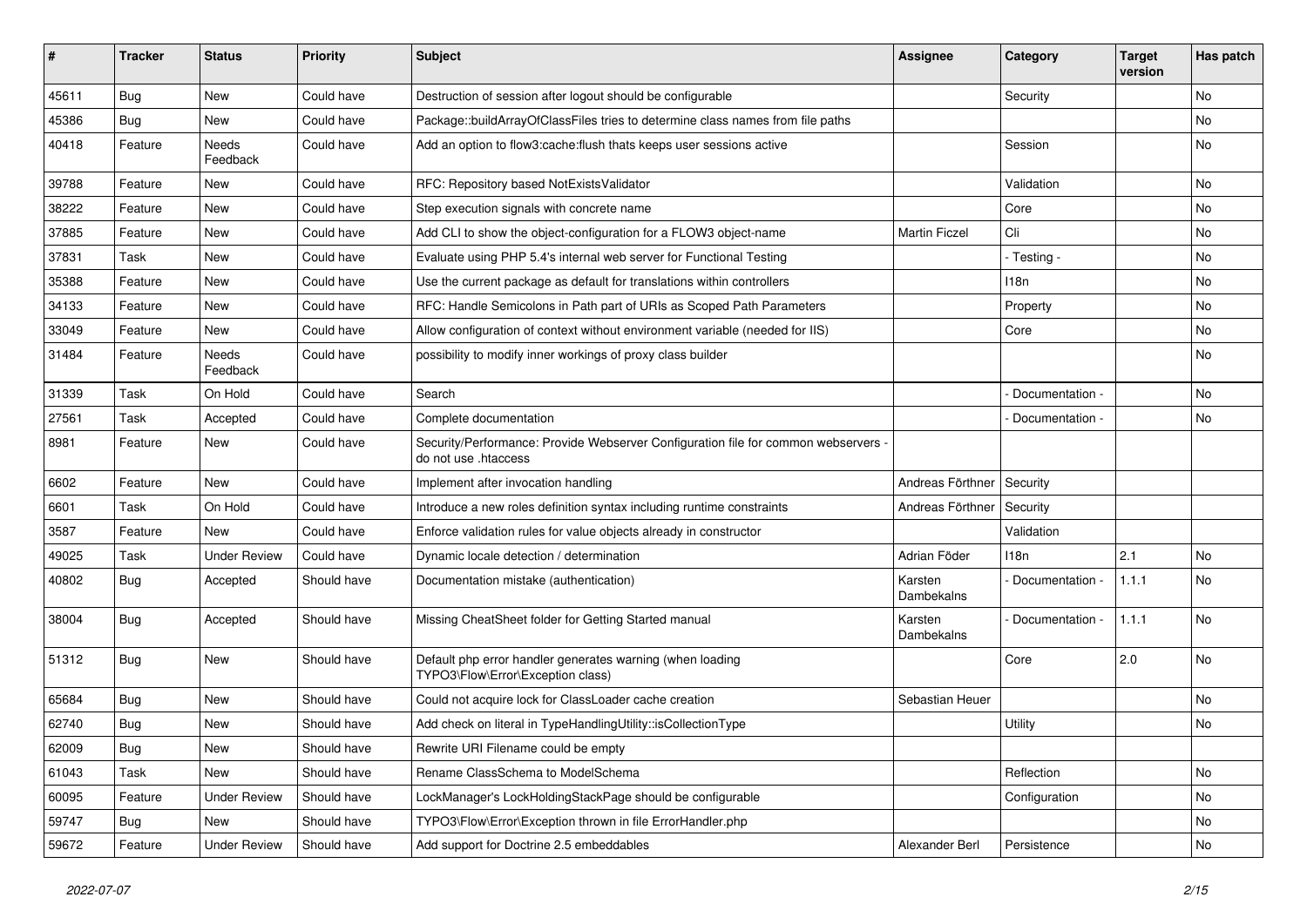| # | Tracker | Status | Priority | Subject | Assignee | Category | Target version | Has patch |
|---|---|---|---|---|---|---|---|---|
| 45611 | Bug | New | Could have | Destruction of session after logout should be configurable | | Security | | No |
| 45386 | Bug | New | Could have | Package::buildArrayOfClassFiles tries to determine class names from file paths | | | | No |
| 40418 | Feature | Needs Feedback | Could have | Add an option to flow3:cache:flush thats keeps user sessions active | | Session | | No |
| 39788 | Feature | New | Could have | RFC: Repository based NotExistsValidator | | Validation | | No |
| 38222 | Feature | New | Could have | Step execution signals with concrete name | | Core | | No |
| 37885 | Feature | New | Could have | Add CLI to show the object-configuration for a FLOW3 object-name | Martin Ficzel | Cli | | No |
| 37831 | Task | New | Could have | Evaluate using PHP 5.4's internal web server for Functional Testing | | - Testing - | | No |
| 35388 | Feature | New | Could have | Use the current package as default for translations within controllers | | I18n | | No |
| 34133 | Feature | New | Could have | RFC: Handle Semicolons in Path part of URIs as Scoped Path Parameters | | Property | | No |
| 33049 | Feature | New | Could have | Allow configuration of context without environment variable (needed for IIS) | | Core | | No |
| 31484 | Feature | Needs Feedback | Could have | possibility to modify inner workings of proxy class builder | | | | No |
| 31339 | Task | On Hold | Could have | Search | | - Documentation - | | No |
| 27561 | Task | Accepted | Could have | Complete documentation | | - Documentation - | | No |
| 8981 | Feature | New | Could have | Security/Performance: Provide Webserver Configuration file for common webservers - do not use .htaccess | | | | |
| 6602 | Feature | New | Could have | Implement after invocation handling | Andreas Förthner | Security | | |
| 6601 | Task | On Hold | Could have | Introduce a new roles definition syntax including runtime constraints | Andreas Förthner | Security | | |
| 3587 | Feature | New | Could have | Enforce validation rules for value objects already in constructor | | Validation | | |
| 49025 | Task | Under Review | Could have | Dynamic locale detection / determination | Adrian Föder | I18n | 2.1 | No |
| 40802 | Bug | Accepted | Should have | Documentation mistake (authentication) | Karsten Dambekalns | - Documentation - | 1.1.1 | No |
| 38004 | Bug | Accepted | Should have | Missing CheatSheet folder for Getting Started manual | Karsten Dambekalns | - Documentation - | 1.1.1 | No |
| 51312 | Bug | New | Should have | Default php error handler generates warning (when loading TYPO3\Flow\Error\Exception class) | | Core | 2.0 | No |
| 65684 | Bug | New | Should have | Could not acquire lock for ClassLoader cache creation | Sebastian Heuer | | | No |
| 62740 | Bug | New | Should have | Add check on literal in TypeHandlingUtility::isCollectionType | | Utility | | No |
| 62009 | Bug | New | Should have | Rewrite URI Filename could be empty | | | | |
| 61043 | Task | New | Should have | Rename ClassSchema to ModelSchema | | Reflection | | No |
| 60095 | Feature | Under Review | Should have | LockManager's LockHoldingStackPage should be configurable | | Configuration | | No |
| 59747 | Bug | New | Should have | TYPO3\Flow\Error\Exception thrown in file ErrorHandler.php | | | | No |
| 59672 | Feature | Under Review | Should have | Add support for Doctrine 2.5 embeddables | Alexander Berl | Persistence | | No |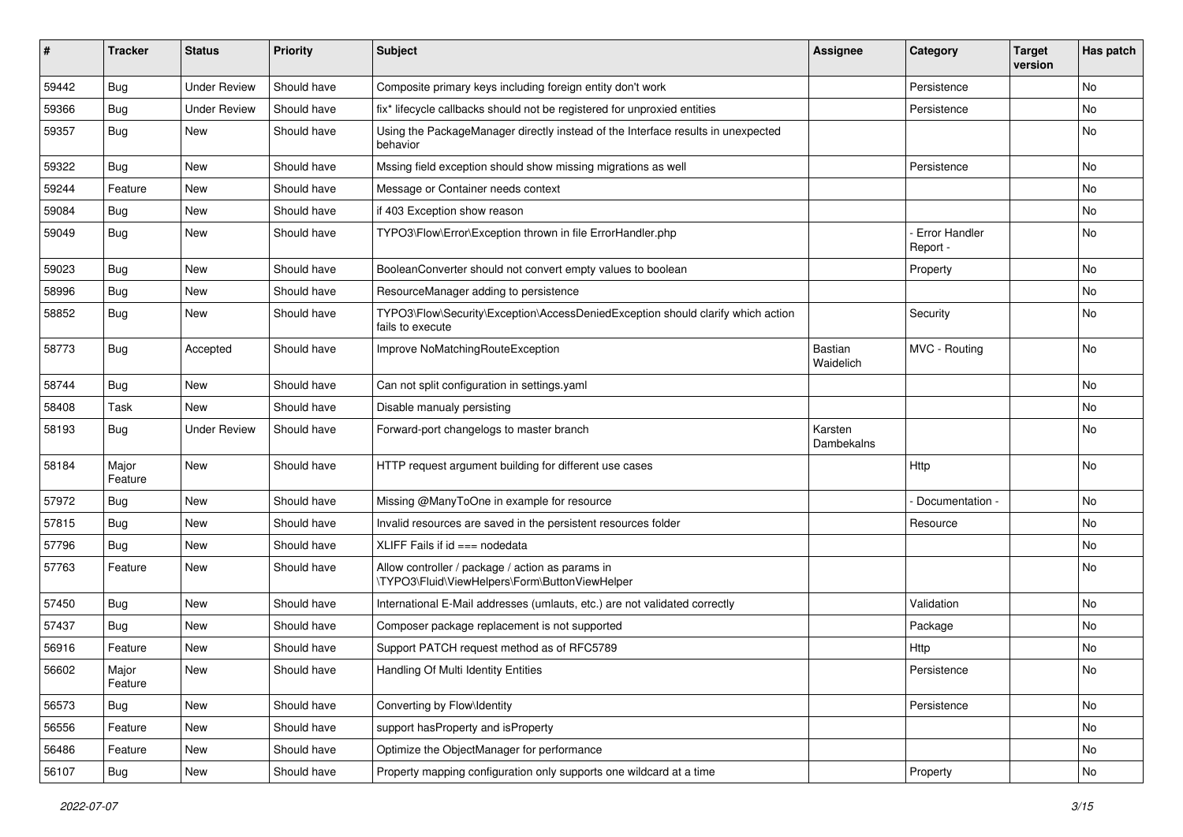| # | Tracker | Status | Priority | Subject | Assignee | Category | Target version | Has patch |
|---|---|---|---|---|---|---|---|---|
| 59442 | Bug | Under Review | Should have | Composite primary keys including foreign entity don't work | | Persistence | | No |
| 59366 | Bug | Under Review | Should have | fix* lifecycle callbacks should not be registered for unproxied entities | | Persistence | | No |
| 59357 | Bug | New | Should have | Using the PackageManager directly instead of the Interface results in unexpected behavior | | | | No |
| 59322 | Bug | New | Should have | Mssing field exception should show missing migrations as well | | Persistence | | No |
| 59244 | Feature | New | Should have | Message or Container needs context | | | | No |
| 59084 | Bug | New | Should have | if 403 Exception show reason | | | | No |
| 59049 | Bug | New | Should have | TYPO3\Flow\Error\Exception thrown in file ErrorHandler.php | | - Error Handler Report - | | No |
| 59023 | Bug | New | Should have | BooleanConverter should not convert empty values to boolean | | Property | | No |
| 58996 | Bug | New | Should have | ResourceManager adding to persistence | | | | No |
| 58852 | Bug | New | Should have | TYPO3\Flow\Security\Exception\AccessDeniedException should clarify which action fails to execute | | Security | | No |
| 58773 | Bug | Accepted | Should have | Improve NoMatchingRouteException | Bastian Waidelich | MVC - Routing | | No |
| 58744 | Bug | New | Should have | Can not split configuration in settings.yaml | | | | No |
| 58408 | Task | New | Should have | Disable manualy persisting | | | | No |
| 58193 | Bug | Under Review | Should have | Forward-port changelogs to master branch | Karsten Dambekalns | | | No |
| 58184 | Major Feature | New | Should have | HTTP request argument building for different use cases | | Http | | No |
| 57972 | Bug | New | Should have | Missing @ManyToOne in example for resource | | - Documentation - | | No |
| 57815 | Bug | New | Should have | Invalid resources are saved in the persistent resources folder | | Resource | | No |
| 57796 | Bug | New | Should have | XLIFF Fails if id === nodedata | | | | No |
| 57763 | Feature | New | Should have | Allow controller / package / action as params in \TYPO3\Fluid\ViewHelpers\Form\ButtonViewHelper | | | | No |
| 57450 | Bug | New | Should have | International E-Mail addresses (umlauts, etc.) are not validated correctly | | Validation | | No |
| 57437 | Bug | New | Should have | Composer package replacement is not supported | | Package | | No |
| 56916 | Feature | New | Should have | Support PATCH request method as of RFC5789 | | Http | | No |
| 56602 | Major Feature | New | Should have | Handling Of Multi Identity Entities | | Persistence | | No |
| 56573 | Bug | New | Should have | Converting by Flow\Identity | | Persistence | | No |
| 56556 | Feature | New | Should have | support hasProperty and isProperty | | | | No |
| 56486 | Feature | New | Should have | Optimize the ObjectManager for performance | | | | No |
| 56107 | Bug | New | Should have | Property mapping configuration only supports one wildcard at a time | | Property | | No |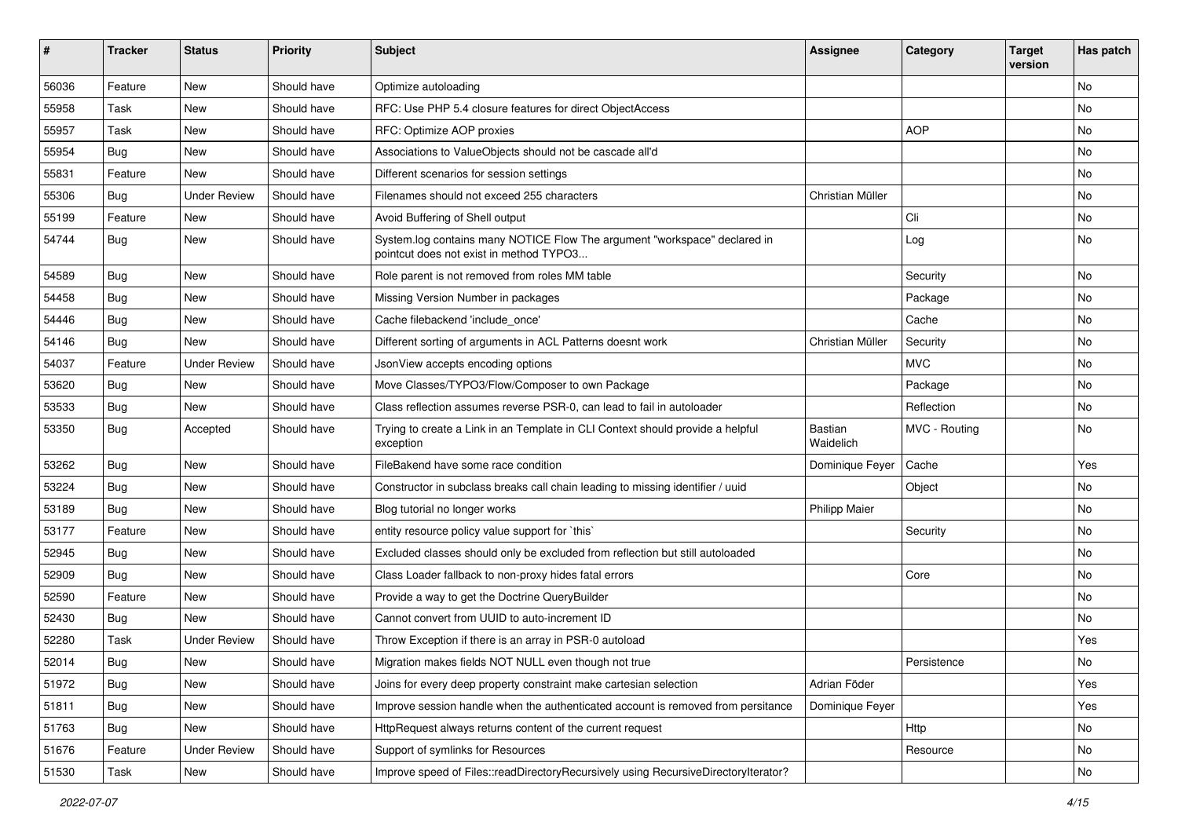| # | Tracker | Status | Priority | Subject | Assignee | Category | Target version | Has patch |
| --- | --- | --- | --- | --- | --- | --- | --- | --- |
| 56036 | Feature | New | Should have | Optimize autoloading | | | | No |
| 55958 | Task | New | Should have | RFC: Use PHP 5.4 closure features for direct ObjectAccess | | | | No |
| 55957 | Task | New | Should have | RFC: Optimize AOP proxies | | AOP | | No |
| 55954 | Bug | New | Should have | Associations to ValueObjects should not be cascade all'd | | | | No |
| 55831 | Feature | New | Should have | Different scenarios for session settings | | | | No |
| 55306 | Bug | Under Review | Should have | Filenames should not exceed 255 characters | Christian Müller | | | No |
| 55199 | Feature | New | Should have | Avoid Buffering of Shell output | | Cli | | No |
| 54744 | Bug | New | Should have | System.log contains many NOTICE Flow The argument "workspace" declared in pointcut does not exist in method TYPO3... | | Log | | No |
| 54589 | Bug | New | Should have | Role parent is not removed from roles MM table | | Security | | No |
| 54458 | Bug | New | Should have | Missing Version Number in packages | | Package | | No |
| 54446 | Bug | New | Should have | Cache filebackend 'include_once' | | Cache | | No |
| 54146 | Bug | New | Should have | Different sorting of arguments in ACL Patterns doesnt work | Christian Müller | Security | | No |
| 54037 | Feature | Under Review | Should have | JsonView accepts encoding options | | MVC | | No |
| 53620 | Bug | New | Should have | Move Classes/TYPO3/Flow/Composer to own Package | | Package | | No |
| 53533 | Bug | New | Should have | Class reflection assumes reverse PSR-0, can lead to fail in autoloader | | Reflection | | No |
| 53350 | Bug | Accepted | Should have | Trying to create a Link in an Template in CLI Context should provide a helpful exception | Bastian Waidelich | MVC - Routing | | No |
| 53262 | Bug | New | Should have | FileBakend have some race condition | Dominique Feyer | Cache | | Yes |
| 53224 | Bug | New | Should have | Constructor in subclass breaks call chain leading to missing identifier / uuid | | Object | | No |
| 53189 | Bug | New | Should have | Blog tutorial no longer works | Philipp Maier | | | No |
| 53177 | Feature | New | Should have | entity resource policy value support for `this` | | Security | | No |
| 52945 | Bug | New | Should have | Excluded classes should only be excluded from reflection but still autoloaded | | | | No |
| 52909 | Bug | New | Should have | Class Loader fallback to non-proxy hides fatal errors | | Core | | No |
| 52590 | Feature | New | Should have | Provide a way to get the Doctrine QueryBuilder | | | | No |
| 52430 | Bug | New | Should have | Cannot convert from UUID to auto-increment ID | | | | No |
| 52280 | Task | Under Review | Should have | Throw Exception if there is an array in PSR-0 autoload | | | | Yes |
| 52014 | Bug | New | Should have | Migration makes fields NOT NULL even though not true | | Persistence | | No |
| 51972 | Bug | New | Should have | Joins for every deep property constraint make cartesian selection | Adrian Föder | | | Yes |
| 51811 | Bug | New | Should have | Improve session handle when the authenticated account is removed from persitance | Dominique Feyer | | | Yes |
| 51763 | Bug | New | Should have | HttpRequest always returns content of the current request | | Http | | No |
| 51676 | Feature | Under Review | Should have | Support of symlinks for Resources | | Resource | | No |
| 51530 | Task | New | Should have | Improve speed of Files::readDirectoryRecursively using RecursiveDirectoryIterator? | | | | No |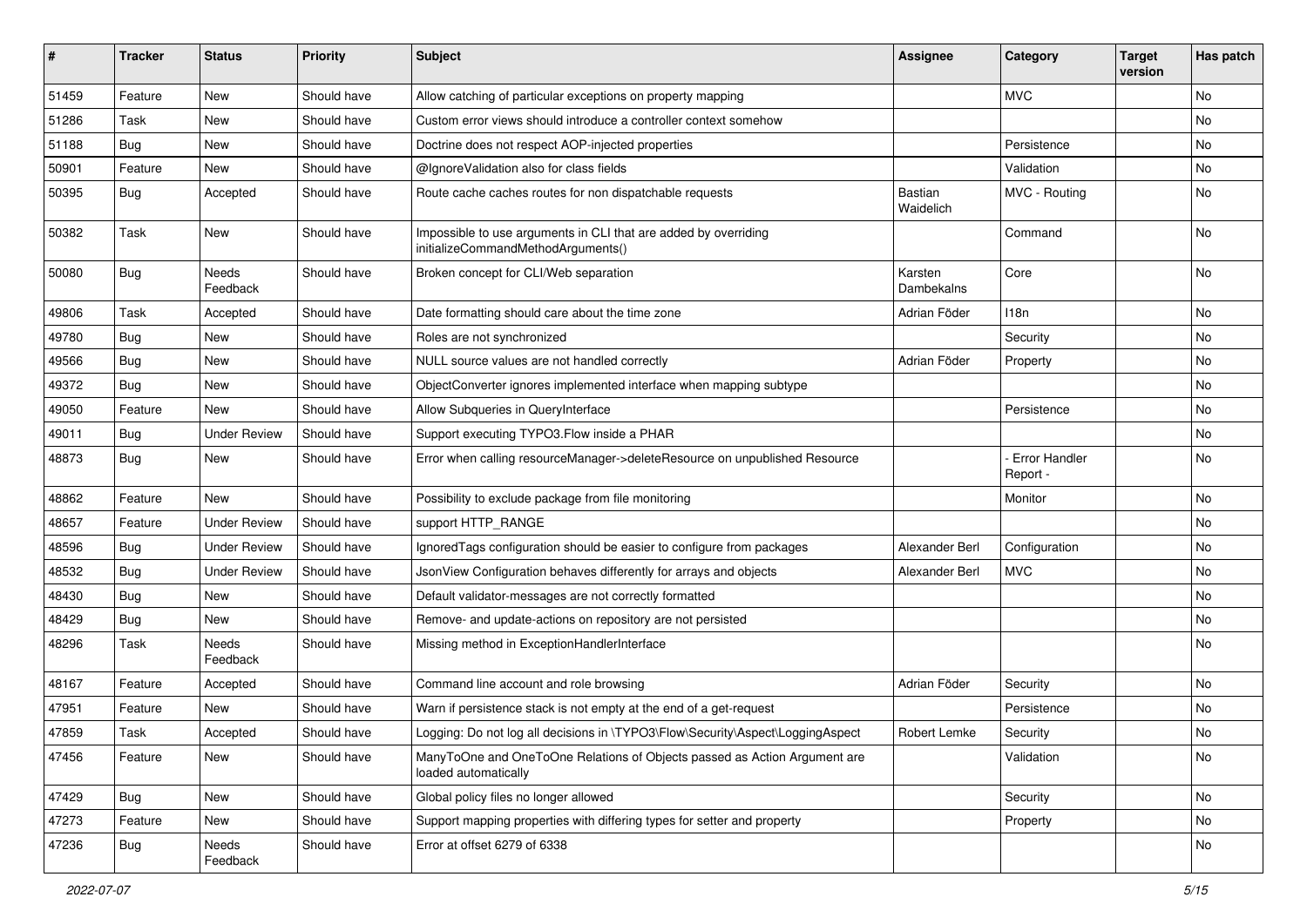| # | Tracker | Status | Priority | Subject | Assignee | Category | Target version | Has patch |
|---|---|---|---|---|---|---|---|---|
| 51459 | Feature | New | Should have | Allow catching of particular exceptions on property mapping | | MVC | | No |
| 51286 | Task | New | Should have | Custom error views should introduce a controller context somehow | | | | No |
| 51188 | Bug | New | Should have | Doctrine does not respect AOP-injected properties | | Persistence | | No |
| 50901 | Feature | New | Should have | @IgnoreValidation also for class fields | | Validation | | No |
| 50395 | Bug | Accepted | Should have | Route cache caches routes for non dispatchable requests | Bastian Waidelich | MVC - Routing | | No |
| 50382 | Task | New | Should have | Impossible to use arguments in CLI that are added by overriding initializeCommandMethodArguments() | | Command | | No |
| 50080 | Bug | Needs Feedback | Should have | Broken concept for CLI/Web separation | Karsten Dambekalns | Core | | No |
| 49806 | Task | Accepted | Should have | Date formatting should care about the time zone | Adrian Föder | I18n | | No |
| 49780 | Bug | New | Should have | Roles are not synchronized | | Security | | No |
| 49566 | Bug | New | Should have | NULL source values are not handled correctly | Adrian Föder | Property | | No |
| 49372 | Bug | New | Should have | ObjectConverter ignores implemented interface when mapping subtype | | | | No |
| 49050 | Feature | New | Should have | Allow Subqueries in QueryInterface | | Persistence | | No |
| 49011 | Bug | Under Review | Should have | Support executing TYPO3.Flow inside a PHAR | | | | No |
| 48873 | Bug | New | Should have | Error when calling resourceManager->deleteResource on unpublished Resource | | - Error Handler Report - | | No |
| 48862 | Feature | New | Should have | Possibility to exclude package from file monitoring | | Monitor | | No |
| 48657 | Feature | Under Review | Should have | support HTTP_RANGE | | | | No |
| 48596 | Bug | Under Review | Should have | IgnoredTags configuration should be easier to configure from packages | Alexander Berl | Configuration | | No |
| 48532 | Bug | Under Review | Should have | JsonView Configuration behaves differently for arrays and objects | Alexander Berl | MVC | | No |
| 48430 | Bug | New | Should have | Default validator-messages are not correctly formatted | | | | No |
| 48429 | Bug | New | Should have | Remove- and update-actions on repository are not persisted | | | | No |
| 48296 | Task | Needs Feedback | Should have | Missing method in ExceptionHandlerInterface | | | | No |
| 48167 | Feature | Accepted | Should have | Command line account and role browsing | Adrian Föder | Security | | No |
| 47951 | Feature | New | Should have | Warn if persistence stack is not empty at the end of a get-request | | Persistence | | No |
| 47859 | Task | Accepted | Should have | Logging: Do not log all decisions in \TYPO3\Flow\Security\Aspect\LoggingAspect | Robert Lemke | Security | | No |
| 47456 | Feature | New | Should have | ManyToOne and OneToOne Relations of Objects passed as Action Argument are loaded automatically | | Validation | | No |
| 47429 | Bug | New | Should have | Global policy files no longer allowed | | Security | | No |
| 47273 | Feature | New | Should have | Support mapping properties with differing types for setter and property | | Property | | No |
| 47236 | Bug | Needs Feedback | Should have | Error at offset 6279 of 6338 | | | | No |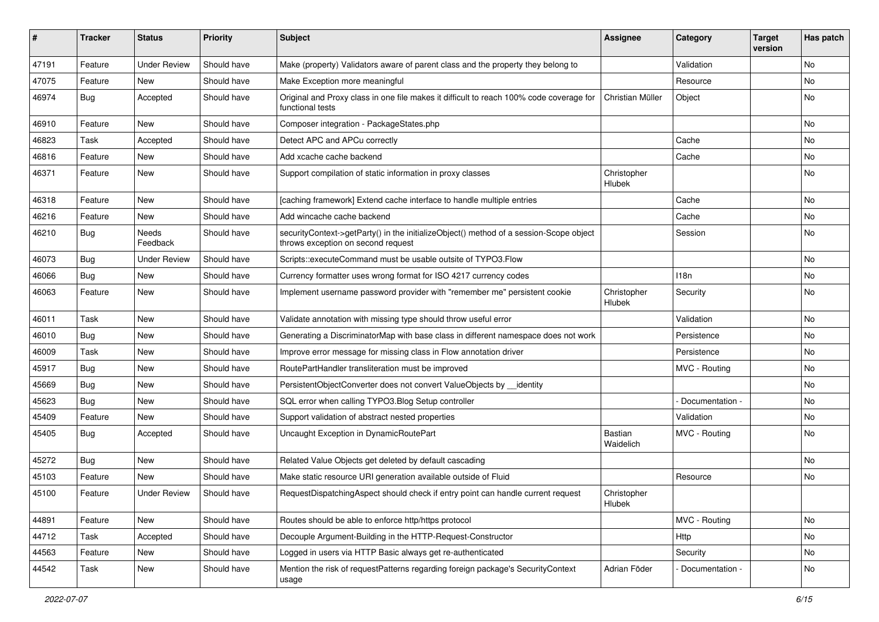| # | Tracker | Status | Priority | Subject | Assignee | Category | Target version | Has patch |
|---|---|---|---|---|---|---|---|---|
| 47191 | Feature | Under Review | Should have | Make (property) Validators aware of parent class and the property they belong to | | Validation | | No |
| 47075 | Feature | New | Should have | Make Exception more meaningful | | Resource | | No |
| 46974 | Bug | Accepted | Should have | Original and Proxy class in one file makes it difficult to reach 100% code coverage for functional tests | Christian Müller | Object | | No |
| 46910 | Feature | New | Should have | Composer integration - PackageStates.php | | | | No |
| 46823 | Task | Accepted | Should have | Detect APC and APCu correctly | | Cache | | No |
| 46816 | Feature | New | Should have | Add xcache cache backend | | Cache | | No |
| 46371 | Feature | New | Should have | Support compilation of static information in proxy classes | Christopher Hlubek | | | No |
| 46318 | Feature | New | Should have | [caching framework] Extend cache interface to handle multiple entries | | Cache | | No |
| 46216 | Feature | New | Should have | Add wincache cache backend | | Cache | | No |
| 46210 | Bug | Needs Feedback | Should have | securityContext->getParty() in the initializeObject() method of a session-Scope object throws exception on second request | | Session | | No |
| 46073 | Bug | Under Review | Should have | Scripts::executeCommand must be usable outsite of TYPO3.Flow | | | | No |
| 46066 | Bug | New | Should have | Currency formatter uses wrong format for ISO 4217 currency codes | | I18n | | No |
| 46063 | Feature | New | Should have | Implement username password provider with "remember me" persistent cookie | Christopher Hlubek | Security | | No |
| 46011 | Task | New | Should have | Validate annotation with missing type should throw useful error | | Validation | | No |
| 46010 | Bug | New | Should have | Generating a DiscriminatorMap with base class in different namespace does not work | | Persistence | | No |
| 46009 | Task | New | Should have | Improve error message for missing class in Flow annotation driver | | Persistence | | No |
| 45917 | Bug | New | Should have | RoutePartHandler transliteration must be improved | | MVC - Routing | | No |
| 45669 | Bug | New | Should have | PersistentObjectConverter does not convert ValueObjects by __identity | | | | No |
| 45623 | Bug | New | Should have | SQL error when calling TYPO3.Blog Setup controller | | - Documentation - | | No |
| 45409 | Feature | New | Should have | Support validation of abstract nested properties | | Validation | | No |
| 45405 | Bug | Accepted | Should have | Uncaught Exception in DynamicRoutePart | Bastian Waidelich | MVC - Routing | | No |
| 45272 | Bug | New | Should have | Related Value Objects get deleted by default cascading | | | | No |
| 45103 | Feature | New | Should have | Make static resource URI generation available outside of Fluid | | Resource | | No |
| 45100 | Feature | Under Review | Should have | RequestDispatchingAspect should check if entry point can handle current request | Christopher Hlubek | | | |
| 44891 | Feature | New | Should have | Routes should be able to enforce http/https protocol | | MVC - Routing | | No |
| 44712 | Task | Accepted | Should have | Decouple Argument-Building in the HTTP-Request-Constructor | | Http | | No |
| 44563 | Feature | New | Should have | Logged in users via HTTP Basic always get re-authenticated | | Security | | No |
| 44542 | Task | New | Should have | Mention the risk of requestPatterns regarding foreign package's SecurityContext usage | Adrian Föder | - Documentation - | | No |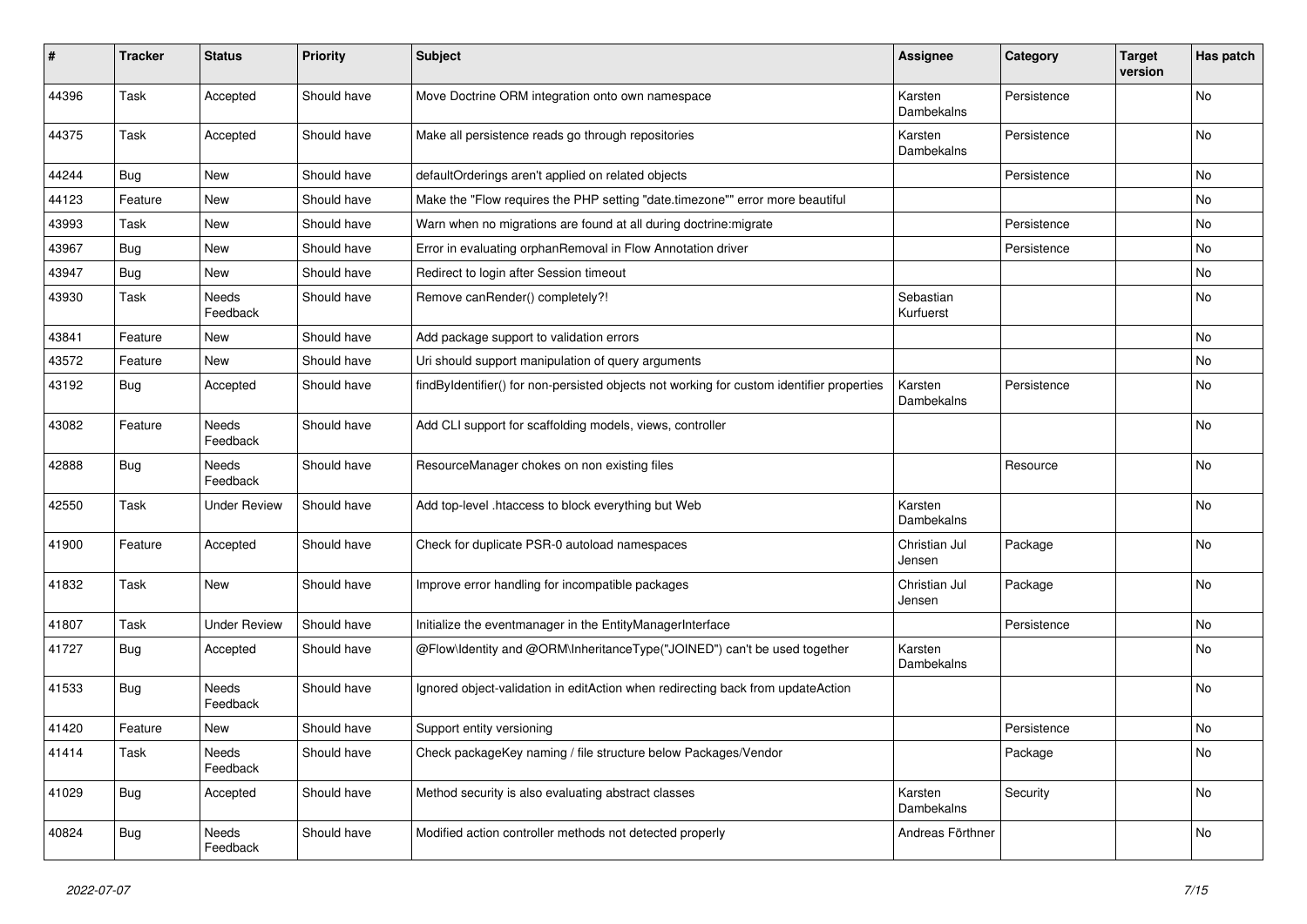| # | Tracker | Status | Priority | Subject | Assignee | Category | Target version | Has patch |
|---|---|---|---|---|---|---|---|---|
| 44396 | Task | Accepted | Should have | Move Doctrine ORM integration onto own namespace | Karsten Dambekalns | Persistence | | No |
| 44375 | Task | Accepted | Should have | Make all persistence reads go through repositories | Karsten Dambekalns | Persistence | | No |
| 44244 | Bug | New | Should have | defaultOrderings aren't applied on related objects | | Persistence | | No |
| 44123 | Feature | New | Should have | Make the "Flow requires the PHP setting "date.timezone"" error more beautiful | | | | No |
| 43993 | Task | New | Should have | Warn when no migrations are found at all during doctrine:migrate | | Persistence | | No |
| 43967 | Bug | New | Should have | Error in evaluating orphanRemoval in Flow Annotation driver | | Persistence | | No |
| 43947 | Bug | New | Should have | Redirect to login after Session timeout | | | | No |
| 43930 | Task | Needs Feedback | Should have | Remove canRender() completely?! | Sebastian Kurfuerst | | | No |
| 43841 | Feature | New | Should have | Add package support to validation errors | | | | No |
| 43572 | Feature | New | Should have | Uri should support manipulation of query arguments | | | | No |
| 43192 | Bug | Accepted | Should have | findByIdentifier() for non-persisted objects not working for custom identifier properties | Karsten Dambekalns | Persistence | | No |
| 43082 | Feature | Needs Feedback | Should have | Add CLI support for scaffolding models, views, controller | | | | No |
| 42888 | Bug | Needs Feedback | Should have | ResourceManager chokes on non existing files | | Resource | | No |
| 42550 | Task | Under Review | Should have | Add top-level .htaccess to block everything but Web | Karsten Dambekalns | | | No |
| 41900 | Feature | Accepted | Should have | Check for duplicate PSR-0 autoload namespaces | Christian Jul Jensen | Package | | No |
| 41832 | Task | New | Should have | Improve error handling for incompatible packages | Christian Jul Jensen | Package | | No |
| 41807 | Task | Under Review | Should have | Initialize the eventmanager in the EntityManagerInterface | | Persistence | | No |
| 41727 | Bug | Accepted | Should have | @Flow\Identity and @ORM\InheritanceType("JOINED") can't be used together | Karsten Dambekalns | | | No |
| 41533 | Bug | Needs Feedback | Should have | Ignored object-validation in editAction when redirecting back from updateAction | | | | No |
| 41420 | Feature | New | Should have | Support entity versioning | | Persistence | | No |
| 41414 | Task | Needs Feedback | Should have | Check packageKey naming / file structure below Packages/Vendor | | Package | | No |
| 41029 | Bug | Accepted | Should have | Method security is also evaluating abstract classes | Karsten Dambekalns | Security | | No |
| 40824 | Bug | Needs Feedback | Should have | Modified action controller methods not detected properly | Andreas Förthner | | | No |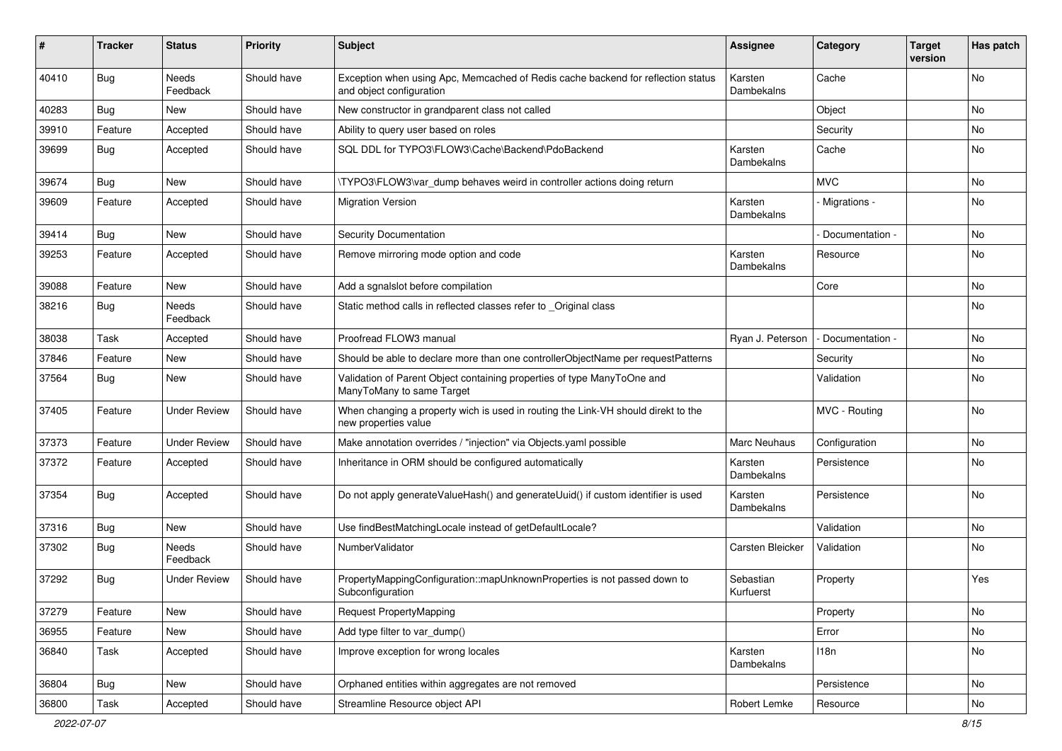| # | Tracker | Status | Priority | Subject | Assignee | Category | Target version | Has patch |
|---|---|---|---|---|---|---|---|---|
| 40410 | Bug | Needs Feedback | Should have | Exception when using Apc, Memcached of Redis cache backend for reflection status and object configuration | Karsten Dambekalns | Cache | | No |
| 40283 | Bug | New | Should have | New constructor in grandparent class not called | | Object | | No |
| 39910 | Feature | Accepted | Should have | Ability to query user based on roles | | Security | | No |
| 39699 | Bug | Accepted | Should have | SQL DDL for TYPO3\FLOW3\Cache\Backend\PdoBackend | Karsten Dambekalns | Cache | | No |
| 39674 | Bug | New | Should have | \TYPO3\FLOW3\var_dump behaves weird in controller actions doing return | | MVC | | No |
| 39609 | Feature | Accepted | Should have | Migration Version | Karsten Dambekalns | - Migrations - | | No |
| 39414 | Bug | New | Should have | Security Documentation | | - Documentation - | | No |
| 39253 | Feature | Accepted | Should have | Remove mirroring mode option and code | Karsten Dambekalns | Resource | | No |
| 39088 | Feature | New | Should have | Add a sgnalslot before compilation | | Core | | No |
| 38216 | Bug | Needs Feedback | Should have | Static method calls in reflected classes refer to _Original class | | | | No |
| 38038 | Task | Accepted | Should have | Proofread FLOW3 manual | Ryan J. Peterson | - Documentation - | | No |
| 37846 | Feature | New | Should have | Should be able to declare more than one controllerObjectName per requestPatterns | | Security | | No |
| 37564 | Bug | New | Should have | Validation of Parent Object containing properties of type ManyToOne and ManyToMany to same Target | | Validation | | No |
| 37405 | Feature | Under Review | Should have | When changing a property wich is used in routing the Link-VH should direkt to the new properties value | | MVC - Routing | | No |
| 37373 | Feature | Under Review | Should have | Make annotation overrides / "injection" via Objects.yaml possible | Marc Neuhaus | Configuration | | No |
| 37372 | Feature | Accepted | Should have | Inheritance in ORM should be configured automatically | Karsten Dambekalns | Persistence | | No |
| 37354 | Bug | Accepted | Should have | Do not apply generateValueHash() and generateUuid() if custom identifier is used | Karsten Dambekalns | Persistence | | No |
| 37316 | Bug | New | Should have | Use findBestMatchingLocale instead of getDefaultLocale? | | Validation | | No |
| 37302 | Bug | Needs Feedback | Should have | NumberValidator | Carsten Bleicker | Validation | | No |
| 37292 | Bug | Under Review | Should have | PropertyMappingConfiguration::mapUnknownProperties is not passed down to Subconfiguration | Sebastian Kurfuerst | Property | | Yes |
| 37279 | Feature | New | Should have | Request PropertyMapping | | Property | | No |
| 36955 | Feature | New | Should have | Add type filter to var_dump() | | Error | | No |
| 36840 | Task | Accepted | Should have | Improve exception for wrong locales | Karsten Dambekalns | I18n | | No |
| 36804 | Bug | New | Should have | Orphaned entities within aggregates are not removed | | Persistence | | No |
| 36800 | Task | Accepted | Should have | Streamline Resource object API | Robert Lemke | Resource | | No |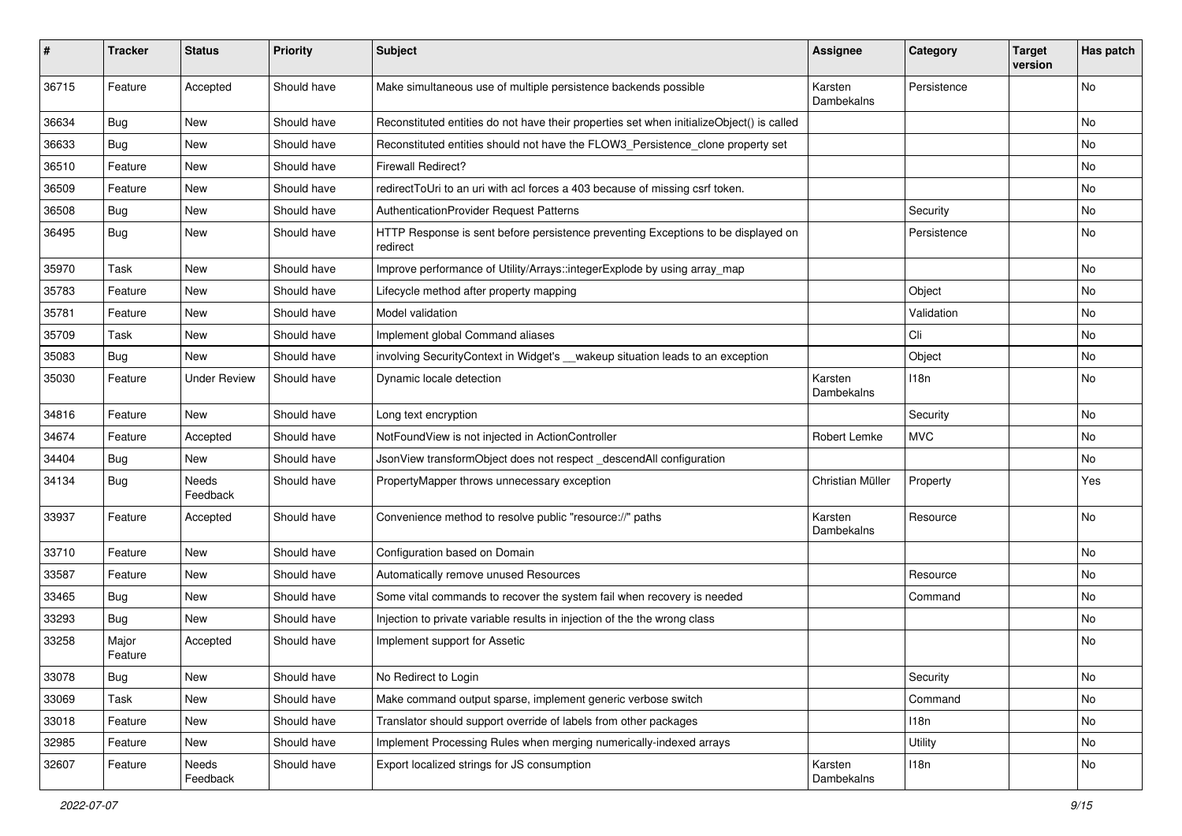| # | Tracker | Status | Priority | Subject | Assignee | Category | Target version | Has patch |
|---|---|---|---|---|---|---|---|---|
| 36715 | Feature | Accepted | Should have | Make simultaneous use of multiple persistence backends possible | Karsten Dambekalns | Persistence | | No |
| 36634 | Bug | New | Should have | Reconstituted entities do not have their properties set when initializeObject() is called | | | | No |
| 36633 | Bug | New | Should have | Reconstituted entities should not have the FLOW3_Persistence_clone property set | | | | No |
| 36510 | Feature | New | Should have | Firewall Redirect? | | | | No |
| 36509 | Feature | New | Should have | redirectToUri to an uri with acl forces a 403 because of missing csrf token. | | | | No |
| 36508 | Bug | New | Should have | AuthenticationProvider Request Patterns | | Security | | No |
| 36495 | Bug | New | Should have | HTTP Response is sent before persistence preventing Exceptions to be displayed on redirect | | Persistence | | No |
| 35970 | Task | New | Should have | Improve performance of Utility/Arrays::integerExplode by using array_map | | | | No |
| 35783 | Feature | New | Should have | Lifecycle method after property mapping | | Object | | No |
| 35781 | Feature | New | Should have | Model validation | | Validation | | No |
| 35709 | Task | New | Should have | Implement global Command aliases | | Cli | | No |
| 35083 | Bug | New | Should have | involving SecurityContext in Widget's __wakeup situation leads to an exception | | Object | | No |
| 35030 | Feature | Under Review | Should have | Dynamic locale detection | Karsten Dambekalns | I18n | | No |
| 34816 | Feature | New | Should have | Long text encryption | | Security | | No |
| 34674 | Feature | Accepted | Should have | NotFoundView is not injected in ActionController | Robert Lemke | MVC | | No |
| 34404 | Bug | New | Should have | JsonView transformObject does not respect _descendAll configuration | | | | No |
| 34134 | Bug | Needs Feedback | Should have | PropertyMapper throws unnecessary exception | Christian Müller | Property | | Yes |
| 33937 | Feature | Accepted | Should have | Convenience method to resolve public "resource://" paths | Karsten Dambekalns | Resource | | No |
| 33710 | Feature | New | Should have | Configuration based on Domain | | | | No |
| 33587 | Feature | New | Should have | Automatically remove unused Resources | | Resource | | No |
| 33465 | Bug | New | Should have | Some vital commands to recover the system fail when recovery is needed | | Command | | No |
| 33293 | Bug | New | Should have | Injection to private variable results in injection of the the wrong class | | | | No |
| 33258 | Major Feature | Accepted | Should have | Implement support for Assetic | | | | No |
| 33078 | Bug | New | Should have | No Redirect to Login | | Security | | No |
| 33069 | Task | New | Should have | Make command output sparse, implement generic verbose switch | | Command | | No |
| 33018 | Feature | New | Should have | Translator should support override of labels from other packages | | I18n | | No |
| 32985 | Feature | New | Should have | Implement Processing Rules when merging numerically-indexed arrays | | Utility | | No |
| 32607 | Feature | Needs Feedback | Should have | Export localized strings for JS consumption | Karsten Dambekalns | I18n | | No |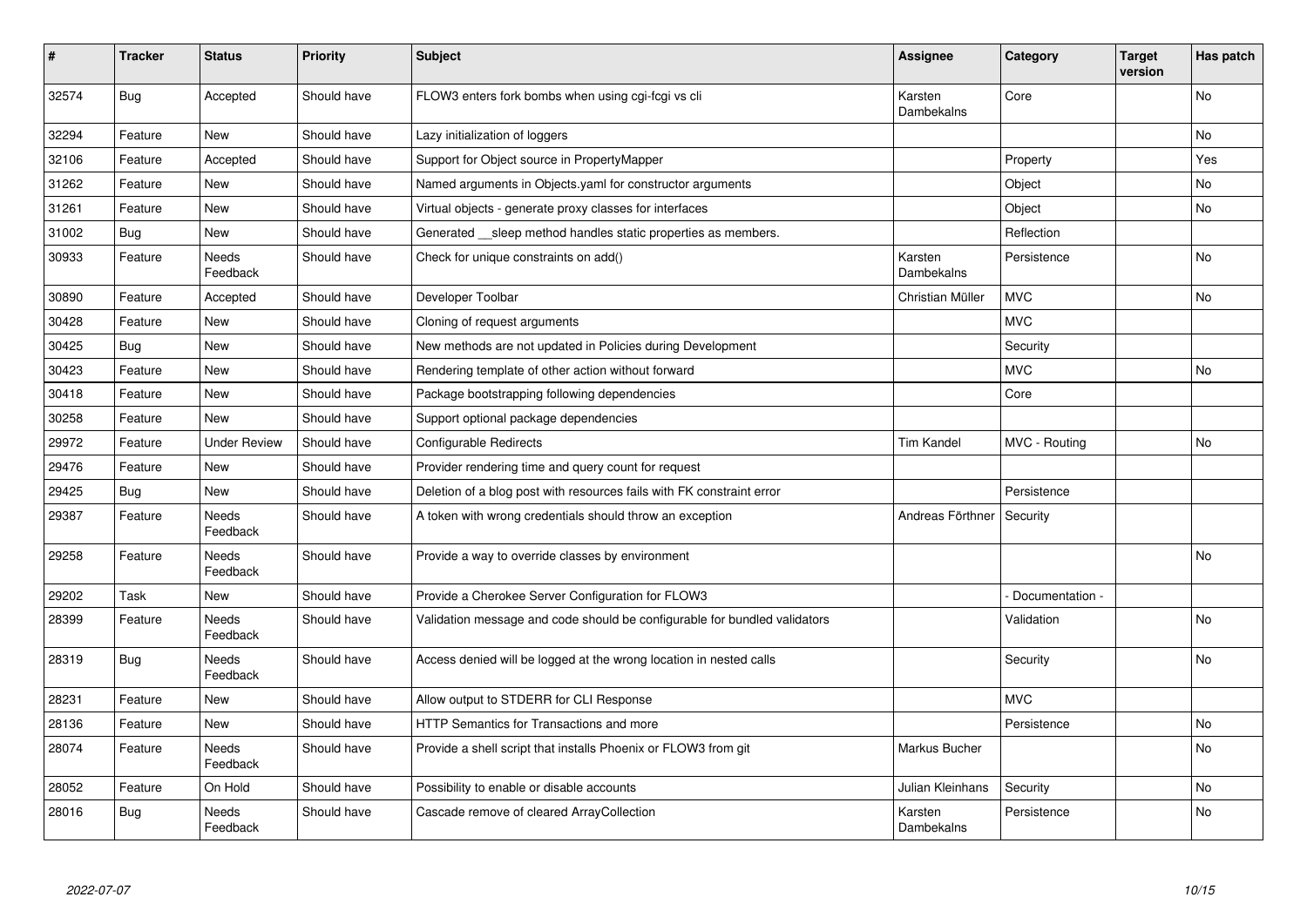| # | Tracker | Status | Priority | Subject | Assignee | Category | Target version | Has patch |
|---|---|---|---|---|---|---|---|---|
| 32574 | Bug | Accepted | Should have | FLOW3 enters fork bombs when using cgi-fcgi vs cli | Karsten Dambekalns | Core | | No |
| 32294 | Feature | New | Should have | Lazy initialization of loggers | | | | No |
| 32106 | Feature | Accepted | Should have | Support for Object source in PropertyMapper | | Property | | Yes |
| 31262 | Feature | New | Should have | Named arguments in Objects.yaml for constructor arguments | | Object | | No |
| 31261 | Feature | New | Should have | Virtual objects - generate proxy classes for interfaces | | Object | | No |
| 31002 | Bug | New | Should have | Generated __sleep method handles static properties as members. | | Reflection | | |
| 30933 | Feature | Needs Feedback | Should have | Check for unique constraints on add() | Karsten Dambekalns | Persistence | | No |
| 30890 | Feature | Accepted | Should have | Developer Toolbar | Christian Müller | MVC | | No |
| 30428 | Feature | New | Should have | Cloning of request arguments | | MVC | | |
| 30425 | Bug | New | Should have | New methods are not updated in Policies during Development | | Security | | |
| 30423 | Feature | New | Should have | Rendering template of other action without forward | | MVC | | No |
| 30418 | Feature | New | Should have | Package bootstrapping following dependencies | | Core | | |
| 30258 | Feature | New | Should have | Support optional package dependencies | | | | |
| 29972 | Feature | Under Review | Should have | Configurable Redirects | Tim Kandel | MVC - Routing | | No |
| 29476 | Feature | New | Should have | Provider rendering time and query count for request | | | | |
| 29425 | Bug | New | Should have | Deletion of a blog post with resources fails with FK constraint error | | Persistence | | |
| 29387 | Feature | Needs Feedback | Should have | A token with wrong credentials should throw an exception | Andreas Förthner | Security | | |
| 29258 | Feature | Needs Feedback | Should have | Provide a way to override classes by environment | | | | No |
| 29202 | Task | New | Should have | Provide a Cherokee Server Configuration for FLOW3 | | - Documentation - | | |
| 28399 | Feature | Needs Feedback | Should have | Validation message and code should be configurable for bundled validators | | Validation | | No |
| 28319 | Bug | Needs Feedback | Should have | Access denied will be logged at the wrong location in nested calls | | Security | | No |
| 28231 | Feature | New | Should have | Allow output to STDERR for CLI Response | | MVC | | |
| 28136 | Feature | New | Should have | HTTP Semantics for Transactions and more | | Persistence | | No |
| 28074 | Feature | Needs Feedback | Should have | Provide a shell script that installs Phoenix or FLOW3 from git | Markus Bucher | | | No |
| 28052 | Feature | On Hold | Should have | Possibility to enable or disable accounts | Julian Kleinhans | Security | | No |
| 28016 | Bug | Needs Feedback | Should have | Cascade remove of cleared ArrayCollection | Karsten Dambekalns | Persistence | | No |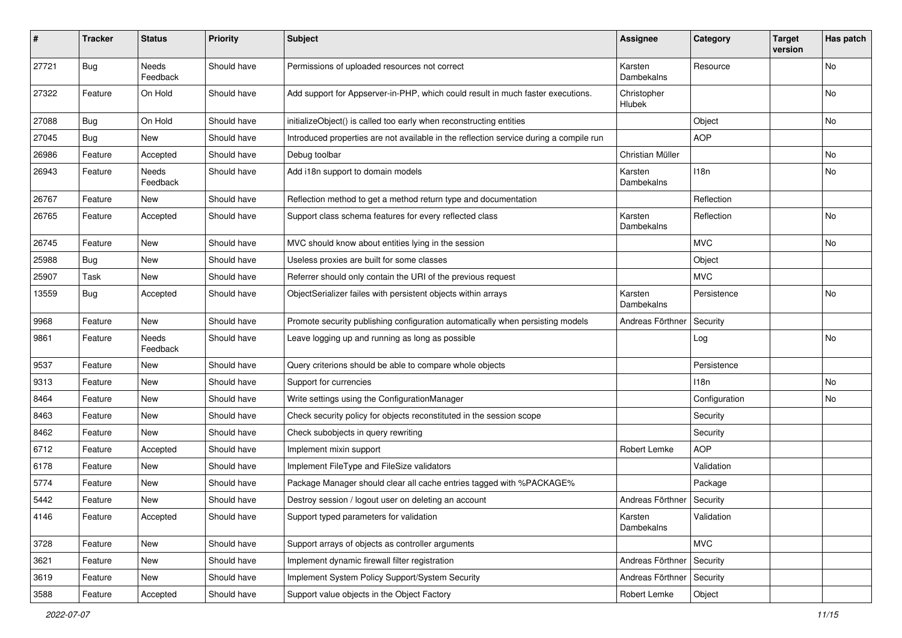| # | Tracker | Status | Priority | Subject | Assignee | Category | Target version | Has patch |
|---|---|---|---|---|---|---|---|---|
| 27721 | Bug | Needs Feedback | Should have | Permissions of uploaded resources not correct | Karsten Dambekalns | Resource | | No |
| 27322 | Feature | On Hold | Should have | Add support for Appserver-in-PHP, which could result in much faster executions. | Christopher Hlubek | | | No |
| 27088 | Bug | On Hold | Should have | initializeObject() is called too early when reconstructing entities | | Object | | No |
| 27045 | Bug | New | Should have | Introduced properties are not available in the reflection service during a compile run | | AOP | | |
| 26986 | Feature | Accepted | Should have | Debug toolbar | Christian Müller | | | No |
| 26943 | Feature | Needs Feedback | Should have | Add i18n support to domain models | Karsten Dambekalns | I18n | | No |
| 26767 | Feature | New | Should have | Reflection method to get a method return type and documentation | | Reflection | | |
| 26765 | Feature | Accepted | Should have | Support class schema features for every reflected class | Karsten Dambekalns | Reflection | | No |
| 26745 | Feature | New | Should have | MVC should know about entities lying in the session | | MVC | | No |
| 25988 | Bug | New | Should have | Useless proxies are built for some classes | | Object | | |
| 25907 | Task | New | Should have | Referrer should only contain the URI of the previous request | | MVC | | |
| 13559 | Bug | Accepted | Should have | ObjectSerializer failes with persistent objects within arrays | Karsten Dambekalns | Persistence | | No |
| 9968 | Feature | New | Should have | Promote security publishing configuration automatically when persisting models | Andreas Förthner | Security | | |
| 9861 | Feature | Needs Feedback | Should have | Leave logging up and running as long as possible | | Log | | No |
| 9537 | Feature | New | Should have | Query criterions should be able to compare whole objects | | Persistence | | |
| 9313 | Feature | New | Should have | Support for currencies | | I18n | | No |
| 8464 | Feature | New | Should have | Write settings using the ConfigurationManager | | Configuration | | No |
| 8463 | Feature | New | Should have | Check security policy for objects reconstituted in the session scope | | Security | | |
| 8462 | Feature | New | Should have | Check subobjects in query rewriting | | Security | | |
| 6712 | Feature | Accepted | Should have | Implement mixin support | Robert Lemke | AOP | | |
| 6178 | Feature | New | Should have | Implement FileType and FileSize validators | | Validation | | |
| 5774 | Feature | New | Should have | Package Manager should clear all cache entries tagged with %PACKAGE% | | Package | | |
| 5442 | Feature | New | Should have | Destroy session / logout user on deleting an account | Andreas Förthner | Security | | |
| 4146 | Feature | Accepted | Should have | Support typed parameters for validation | Karsten Dambekalns | Validation | | |
| 3728 | Feature | New | Should have | Support arrays of objects as controller arguments | | MVC | | |
| 3621 | Feature | New | Should have | Implement dynamic firewall filter registration | Andreas Förthner | Security | | |
| 3619 | Feature | New | Should have | Implement System Policy Support/System Security | Andreas Förthner | Security | | |
| 3588 | Feature | Accepted | Should have | Support value objects in the Object Factory | Robert Lemke | Object | | |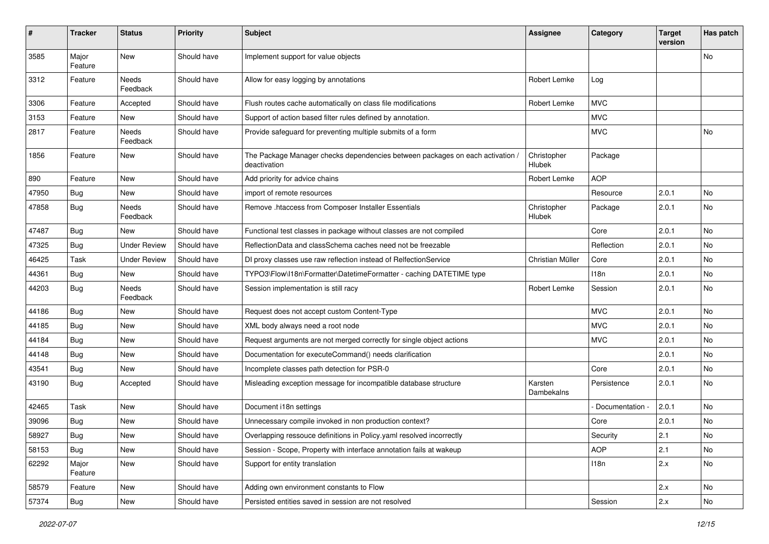| # | Tracker | Status | Priority | Subject | Assignee | Category | Target version | Has patch |
|---|---|---|---|---|---|---|---|---|
| 3585 | Major Feature | New | Should have | Implement support for value objects | | | | No |
| 3312 | Feature | Needs Feedback | Should have | Allow for easy logging by annotations | Robert Lemke | Log | | |
| 3306 | Feature | Accepted | Should have | Flush routes cache automatically on class file modifications | Robert Lemke | MVC | | |
| 3153 | Feature | New | Should have | Support of action based filter rules defined by annotation. | | MVC | | |
| 2817 | Feature | Needs Feedback | Should have | Provide safeguard for preventing multiple submits of a form | | MVC | | No |
| 1856 | Feature | New | Should have | The Package Manager checks dependencies between packages on each activation / deactivation | Christopher Hlubek | Package | | |
| 890 | Feature | New | Should have | Add priority for advice chains | Robert Lemke | AOP | | |
| 47950 | Bug | New | Should have | import of remote resources | | Resource | 2.0.1 | No |
| 47858 | Bug | Needs Feedback | Should have | Remove .htaccess from Composer Installer Essentials | Christopher Hlubek | Package | 2.0.1 | No |
| 47487 | Bug | New | Should have | Functional test classes in package without classes are not compiled | | Core | 2.0.1 | No |
| 47325 | Bug | Under Review | Should have | ReflectionData and classSchema caches need not be freezable | | Reflection | 2.0.1 | No |
| 46425 | Task | Under Review | Should have | DI proxy classes use raw reflection instead of RelfectionService | Christian Müller | Core | 2.0.1 | No |
| 44361 | Bug | New | Should have | TYPO3\Flow\I18n\Formatter\DatetimeFormatter - caching DATETIME type | | I18n | 2.0.1 | No |
| 44203 | Bug | Needs Feedback | Should have | Session implementation is still racy | Robert Lemke | Session | 2.0.1 | No |
| 44186 | Bug | New | Should have | Request does not accept custom Content-Type | | MVC | 2.0.1 | No |
| 44185 | Bug | New | Should have | XML body always need a root node | | MVC | 2.0.1 | No |
| 44184 | Bug | New | Should have | Request arguments are not merged correctly for single object actions | | MVC | 2.0.1 | No |
| 44148 | Bug | New | Should have | Documentation for executeCommand() needs clarification | | | 2.0.1 | No |
| 43541 | Bug | New | Should have | Incomplete classes path detection for PSR-0 | | Core | 2.0.1 | No |
| 43190 | Bug | Accepted | Should have | Misleading exception message for incompatible database structure | Karsten Dambekalns | Persistence | 2.0.1 | No |
| 42465 | Task | New | Should have | Document i18n settings | | - Documentation - | 2.0.1 | No |
| 39096 | Bug | New | Should have | Unnecessary compile invoked in non production context? | | Core | 2.0.1 | No |
| 58927 | Bug | New | Should have | Overlapping ressouce definitions in Policy.yaml resolved incorrectly | | Security | 2.1 | No |
| 58153 | Bug | New | Should have | Session - Scope, Property with interface annotation fails at wakeup | | AOP | 2.1 | No |
| 62292 | Major Feature | New | Should have | Support for entity translation | | I18n | 2.x | No |
| 58579 | Feature | New | Should have | Adding own environment constants to Flow | | | 2.x | No |
| 57374 | Bug | New | Should have | Persisted entities saved in session are not resolved | | Session | 2.x | No |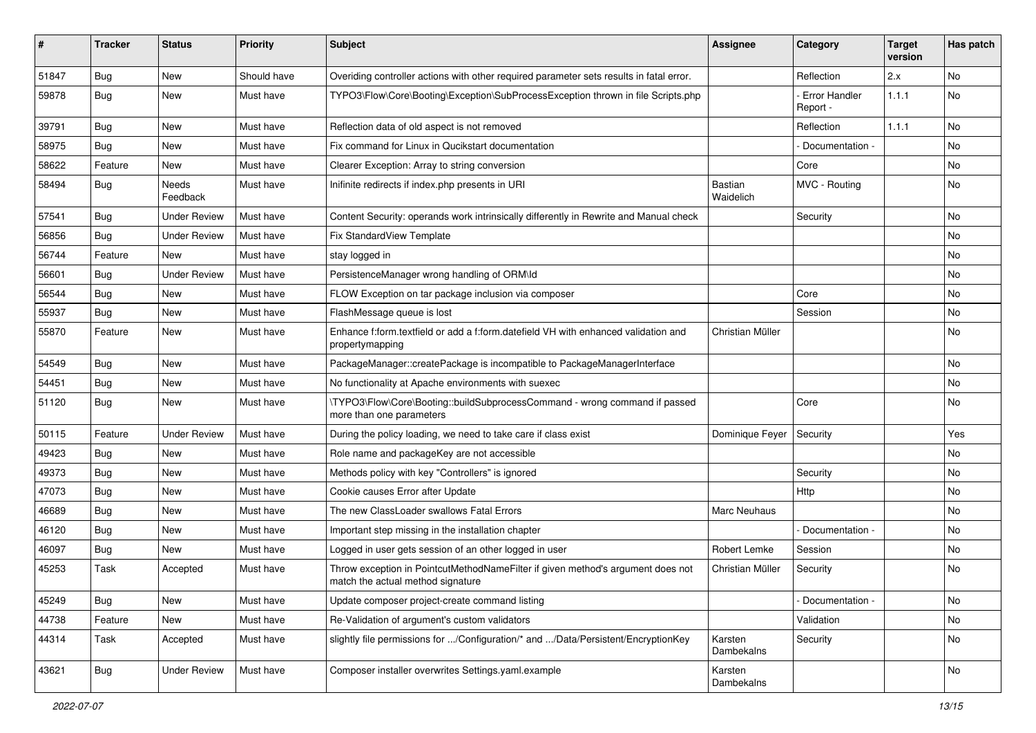| # | Tracker | Status | Priority | Subject | Assignee | Category | Target version | Has patch |
|---|---|---|---|---|---|---|---|---|
| 51847 | Bug | New | Should have | Overiding controller actions with other required parameter sets results in fatal error. | | Reflection | 2.x | No |
| 59878 | Bug | New | Must have | TYPO3\Flow\Core\Booting\Exception\SubProcessException thrown in file Scripts.php | | - Error Handler Report - | 1.1.1 | No |
| 39791 | Bug | New | Must have | Reflection data of old aspect is not removed | | Reflection | 1.1.1 | No |
| 58975 | Bug | New | Must have | Fix command for Linux in Qucikstart documentation | | - Documentation - | | No |
| 58622 | Feature | New | Must have | Clearer Exception: Array to string conversion | | Core | | No |
| 58494 | Bug | Needs Feedback | Must have | Inifinite redirects if index.php presents in URI | Bastian Waidelich | MVC - Routing | | No |
| 57541 | Bug | Under Review | Must have | Content Security: operands work intrinsically differently in Rewrite and Manual check | | Security | | No |
| 56856 | Bug | Under Review | Must have | Fix StandardView Template | | | | No |
| 56744 | Feature | New | Must have | stay logged in | | | | No |
| 56601 | Bug | Under Review | Must have | PersistenceManager wrong handling of ORM\Id | | | | No |
| 56544 | Bug | New | Must have | FLOW Exception on tar package inclusion via composer | | Core | | No |
| 55937 | Bug | New | Must have | FlashMessage queue is lost | | Session | | No |
| 55870 | Feature | New | Must have | Enhance f:form.textfield or add a f:form.datefield VH with enhanced validation and propertymapping | Christian Müller | | | No |
| 54549 | Bug | New | Must have | PackageManager::createPackage is incompatible to PackageManagerInterface | | | | No |
| 54451 | Bug | New | Must have | No functionality at Apache environments with suexec | | | | No |
| 51120 | Bug | New | Must have | \TYPO3\Flow\Core\Booting::buildSubprocessCommand - wrong command if passed more than one parameters | | Core | | No |
| 50115 | Feature | Under Review | Must have | During the policy loading, we need to take care if class exist | Dominique Feyer | Security | | Yes |
| 49423 | Bug | New | Must have | Role name and packageKey are not accessible | | | | No |
| 49373 | Bug | New | Must have | Methods policy with key "Controllers" is ignored | | Security | | No |
| 47073 | Bug | New | Must have | Cookie causes Error after Update | | Http | | No |
| 46689 | Bug | New | Must have | The new ClassLoader swallows Fatal Errors | Marc Neuhaus | | | No |
| 46120 | Bug | New | Must have | Important step missing in the installation chapter | | - Documentation - | | No |
| 46097 | Bug | New | Must have | Logged in user gets session of an other logged in user | Robert Lemke | Session | | No |
| 45253 | Task | Accepted | Must have | Throw exception in PointcutMethodNameFilter if given method's argument does not match the actual method signature | Christian Müller | Security | | No |
| 45249 | Bug | New | Must have | Update composer project-create command listing | | - Documentation - | | No |
| 44738 | Feature | New | Must have | Re-Validation of argument's custom validators | | Validation | | No |
| 44314 | Task | Accepted | Must have | slightly file permissions for .../Configuration/* and .../Data/Persistent/EncryptionKey | Karsten Dambekalns | Security | | No |
| 43621 | Bug | Under Review | Must have | Composer installer overwrites Settings.yaml.example | Karsten Dambekalns | | | No |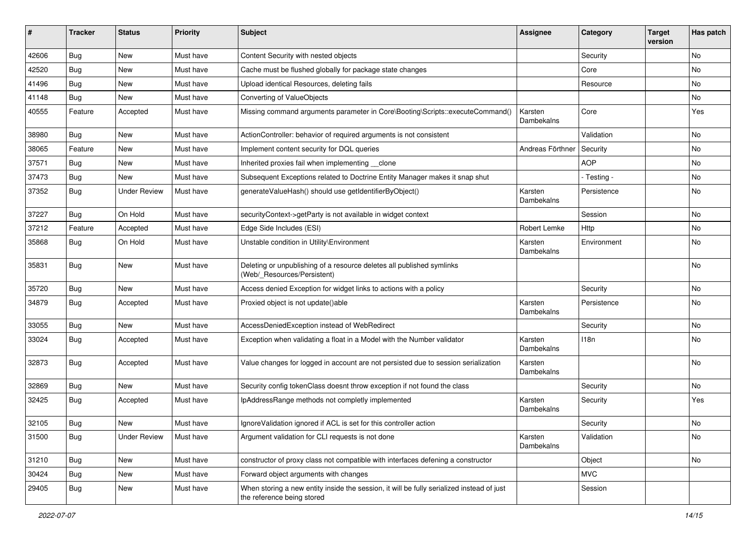| # | Tracker | Status | Priority | Subject | Assignee | Category | Target version | Has patch |
|---|---|---|---|---|---|---|---|---|
| 42606 | Bug | New | Must have | Content Security with nested objects | | Security | | No |
| 42520 | Bug | New | Must have | Cache must be flushed globally for package state changes | | Core | | No |
| 41496 | Bug | New | Must have | Upload identical Resources, deleting fails | | Resource | | No |
| 41148 | Bug | New | Must have | Converting of ValueObjects | | | | No |
| 40555 | Feature | Accepted | Must have | Missing command arguments parameter in Core\Booting\Scripts::executeCommand() | Karsten Dambekalns | Core | | Yes |
| 38980 | Bug | New | Must have | ActionController: behavior of required arguments is not consistent | | Validation | | No |
| 38065 | Feature | New | Must have | Implement content security for DQL queries | Andreas Förthner | Security | | No |
| 37571 | Bug | New | Must have | Inherited proxies fail when implementing __clone | | AOP | | No |
| 37473 | Bug | New | Must have | Subsequent Exceptions related to Doctrine Entity Manager makes it snap shut | | - Testing - | | No |
| 37352 | Bug | Under Review | Must have | generateValueHash() should use getIdentifierByObject() | Karsten Dambekalns | Persistence | | No |
| 37227 | Bug | On Hold | Must have | securityContext->getParty is not available in widget context | | Session | | No |
| 37212 | Feature | Accepted | Must have | Edge Side Includes (ESI) | Robert Lemke | Http | | No |
| 35868 | Bug | On Hold | Must have | Unstable condition in Utility\Environment | Karsten Dambekalns | Environment | | No |
| 35831 | Bug | New | Must have | Deleting or unpublishing of a resource deletes all published symlinks (Web/_Resources/Persistent) | | | | No |
| 35720 | Bug | New | Must have | Access denied Exception for widget links to actions with a policy | | Security | | No |
| 34879 | Bug | Accepted | Must have | Proxied object is not update()able | Karsten Dambekalns | Persistence | | No |
| 33055 | Bug | New | Must have | AccessDeniedException instead of WebRedirect | | Security | | No |
| 33024 | Bug | Accepted | Must have | Exception when validating a float in a Model with the Number validator | Karsten Dambekalns | I18n | | No |
| 32873 | Bug | Accepted | Must have | Value changes for logged in account are not persisted due to session serialization | Karsten Dambekalns | | | No |
| 32869 | Bug | New | Must have | Security config tokenClass doesnt throw exception if not found the class | | Security | | No |
| 32425 | Bug | Accepted | Must have | IpAddressRange methods not completly implemented | Karsten Dambekalns | Security | | Yes |
| 32105 | Bug | New | Must have | IgnoreValidation ignored if ACL is set for this controller action | | Security | | No |
| 31500 | Bug | Under Review | Must have | Argument validation for CLI requests is not done | Karsten Dambekalns | Validation | | No |
| 31210 | Bug | New | Must have | constructor of proxy class not compatible with interfaces defening a constructor | | Object | | No |
| 30424 | Bug | New | Must have | Forward object arguments with changes | | MVC | | |
| 29405 | Bug | New | Must have | When storing a new entity inside the session, it will be fully serialized instead of just the reference being stored | | Session | | |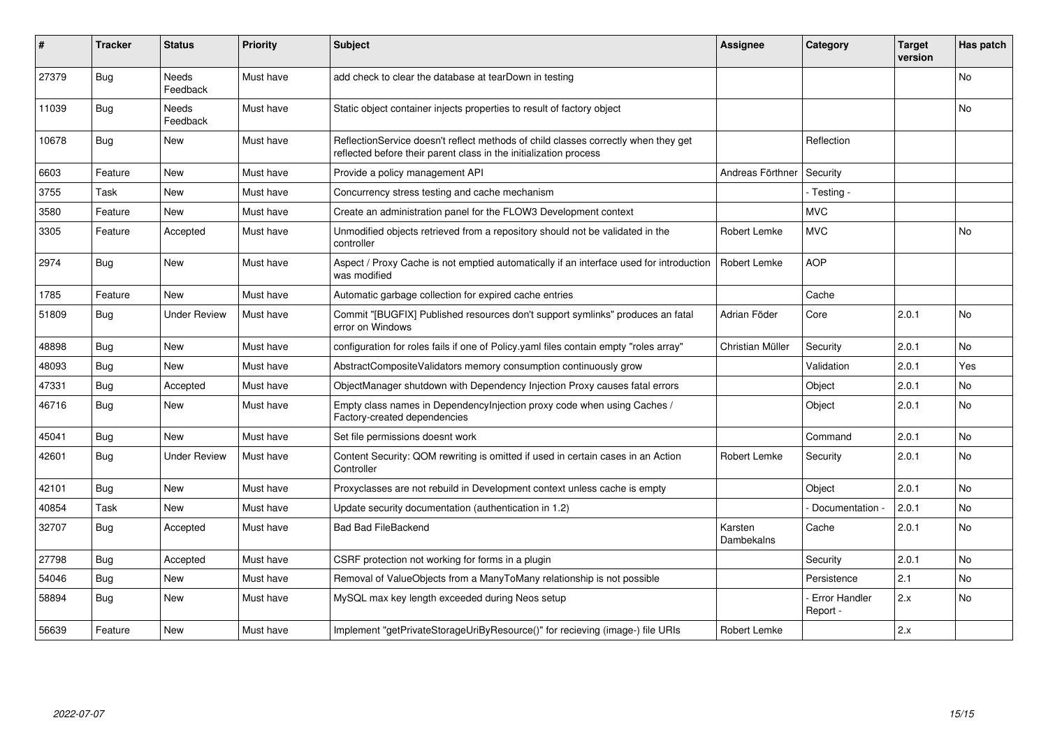| # | Tracker | Status | Priority | Subject | Assignee | Category | Target version | Has patch |
|---|---|---|---|---|---|---|---|---|
| 27379 | Bug | Needs Feedback | Must have | add check to clear the database at tearDown in testing | | | | No |
| 11039 | Bug | Needs Feedback | Must have | Static object container injects properties to result of factory object | | | | No |
| 10678 | Bug | New | Must have | ReflectionService doesn't reflect methods of child classes correctly when they get reflected before their parent class in the initialization process | | Reflection | | |
| 6603 | Feature | New | Must have | Provide a policy management API | Andreas Förthner | Security | | |
| 3755 | Task | New | Must have | Concurrency stress testing and cache mechanism | | - Testing - | | |
| 3580 | Feature | New | Must have | Create an administration panel for the FLOW3 Development context | | MVC | | |
| 3305 | Feature | Accepted | Must have | Unmodified objects retrieved from a repository should not be validated in the controller | Robert Lemke | MVC | | No |
| 2974 | Bug | New | Must have | Aspect / Proxy Cache is not emptied automatically if an interface used for introduction was modified | Robert Lemke | AOP | | |
| 1785 | Feature | New | Must have | Automatic garbage collection for expired cache entries | | Cache | | |
| 51809 | Bug | Under Review | Must have | Commit "[BUGFIX] Published resources don't support symlinks" produces an fatal error on Windows | Adrian Föder | Core | 2.0.1 | No |
| 48898 | Bug | New | Must have | configuration for roles fails if one of Policy.yaml files contain empty "roles array" | Christian Müller | Security | 2.0.1 | No |
| 48093 | Bug | New | Must have | AbstractCompositeValidators memory consumption continuously grow | | Validation | 2.0.1 | Yes |
| 47331 | Bug | Accepted | Must have | ObjectManager shutdown with Dependency Injection Proxy causes fatal errors | | Object | 2.0.1 | No |
| 46716 | Bug | New | Must have | Empty class names in DependencyInjection proxy code when using Caches / Factory-created dependencies | | Object | 2.0.1 | No |
| 45041 | Bug | New | Must have | Set file permissions doesnt work | | Command | 2.0.1 | No |
| 42601 | Bug | Under Review | Must have | Content Security: QOM rewriting is omitted if used in certain cases in an Action Controller | Robert Lemke | Security | 2.0.1 | No |
| 42101 | Bug | New | Must have | Proxyclasses are not rebuild in Development context unless cache is empty | | Object | 2.0.1 | No |
| 40854 | Task | New | Must have | Update security documentation (authentication in 1.2) | | - Documentation - | 2.0.1 | No |
| 32707 | Bug | Accepted | Must have | Bad Bad FileBackend | Karsten Dambekalns | Cache | 2.0.1 | No |
| 27798 | Bug | Accepted | Must have | CSRF protection not working for forms in a plugin | | Security | 2.0.1 | No |
| 54046 | Bug | New | Must have | Removal of ValueObjects from a ManyToMany relationship is not possible | | Persistence | 2.1 | No |
| 58894 | Bug | New | Must have | MySQL max key length exceeded during Neos setup | | - Error Handler Report - | 2.x | No |
| 56639 | Feature | New | Must have | Implement "getPrivateStorageUriByResource()" for recieving (image-) file URIs | Robert Lemke | | 2.x | |